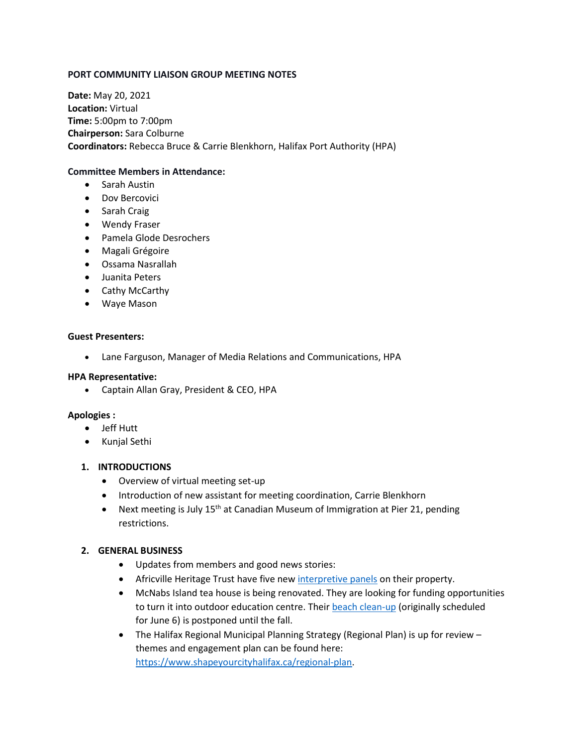**PORT COMMUNITY LIAISON GROUP MEETING NOTES**

**Date:** May 20, 2021
**Location:** Virtual
**Time:** 5:00pm to 7:00pm
**Chairperson:** Sara Colburne
**Coordinators:** Rebecca Bruce & Carrie Blenkhorn, Halifax Port Authority (HPA)

**Committee Members in Attendance:**

- Sarah Austin
- Dov Bercovici
- Sarah Craig
- Wendy Fraser
- Pamela Glode Desrochers
- Magali Grégoire
- Ossama Nasrallah
- Juanita Peters
- Cathy McCarthy
- Waye Mason

**Guest Presenters:**

- Lane Farguson, Manager of Media Relations and Communications, HPA

**HPA Representative:**

- Captain Allan Gray, President & CEO, HPA

**Apologies :**

- Jeff Hutt
- Kunjal Sethi

1. **INTRODUCTIONS**
   - Overview of virtual meeting set-up
   - Introduction of new assistant for meeting coordination, Carrie Blenkhorn
   - Next meeting is July 15th at Canadian Museum of Immigration at Pier 21, pending restrictions.

2. **GENERAL BUSINESS**
   - Updates from members and good news stories:
   - Africville Heritage Trust have five new interpretive panels on their property.
   - McNabs Island tea house is being renovated. They are looking for funding opportunities to turn it into outdoor education centre. Their beach clean-up (originally scheduled for June 6) is postponed until the fall.
   - The Halifax Regional Municipal Planning Strategy (Regional Plan) is up for review – themes and engagement plan can be found here: https://www.shapeyourcityhalifax.ca/regional-plan.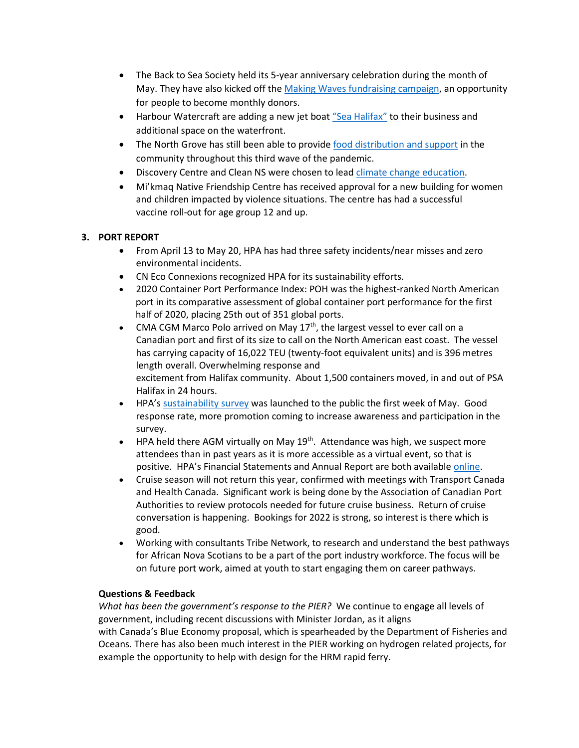- The Back to Sea Society held its 5-year anniversary celebration during the month of May. They have also kicked off the Making Waves fundraising campaign, an opportunity for people to become monthly donors.
- Harbour Watercraft are adding a new jet boat "Sea Halifax" to their business and additional space on the waterfront.
- The North Grove has still been able to provide food distribution and support in the community throughout this third wave of the pandemic.
- Discovery Centre and Clean NS were chosen to lead climate change education.
- Mi'kmaq Native Friendship Centre has received approval for a new building for women and children impacted by violence situations. The centre has had a successful vaccine roll-out for age group 12 and up.

## 3. PORT REPORT

- From April 13 to May 20, HPA has had three safety incidents/near misses and zero environmental incidents.
- CN Eco Connexions recognized HPA for its sustainability efforts.
- 2020 Container Port Performance Index: POH was the highest-ranked North American port in its comparative assessment of global container port performance for the first half of 2020, placing 25th out of 351 global ports.
- CMA CGM Marco Polo arrived on May 17th, the largest vessel to ever call on a Canadian port and first of its size to call on the North American east coast. The vessel has carrying capacity of 16,022 TEU (twenty-foot equivalent units) and is 396 metres length overall. Overwhelming response and excitement from Halifax community. About 1,500 containers moved, in and out of PSA Halifax in 24 hours.
- HPA's sustainability survey was launched to the public the first week of May. Good response rate, more promotion coming to increase awareness and participation in the survey.
- HPA held there AGM virtually on May 19th. Attendance was high, we suspect more attendees than in past years as it is more accessible as a virtual event, so that is positive. HPA's Financial Statements and Annual Report are both available online.
- Cruise season will not return this year, confirmed with meetings with Transport Canada and Health Canada. Significant work is being done by the Association of Canadian Port Authorities to review protocols needed for future cruise business. Return of cruise conversation is happening. Bookings for 2022 is strong, so interest is there which is good.
- Working with consultants Tribe Network, to research and understand the best pathways for African Nova Scotians to be a part of the port industry workforce. The focus will be on future port work, aimed at youth to start engaging them on career pathways.

**Questions & Feedback**

*What has been the government's response to the PIER?* We continue to engage all levels of government, including recent discussions with Minister Jordan, as it aligns with Canada's Blue Economy proposal, which is spearheaded by the Department of Fisheries and Oceans. There has also been much interest in the PIER working on hydrogen related projects, for example the opportunity to help with design for the HRM rapid ferry.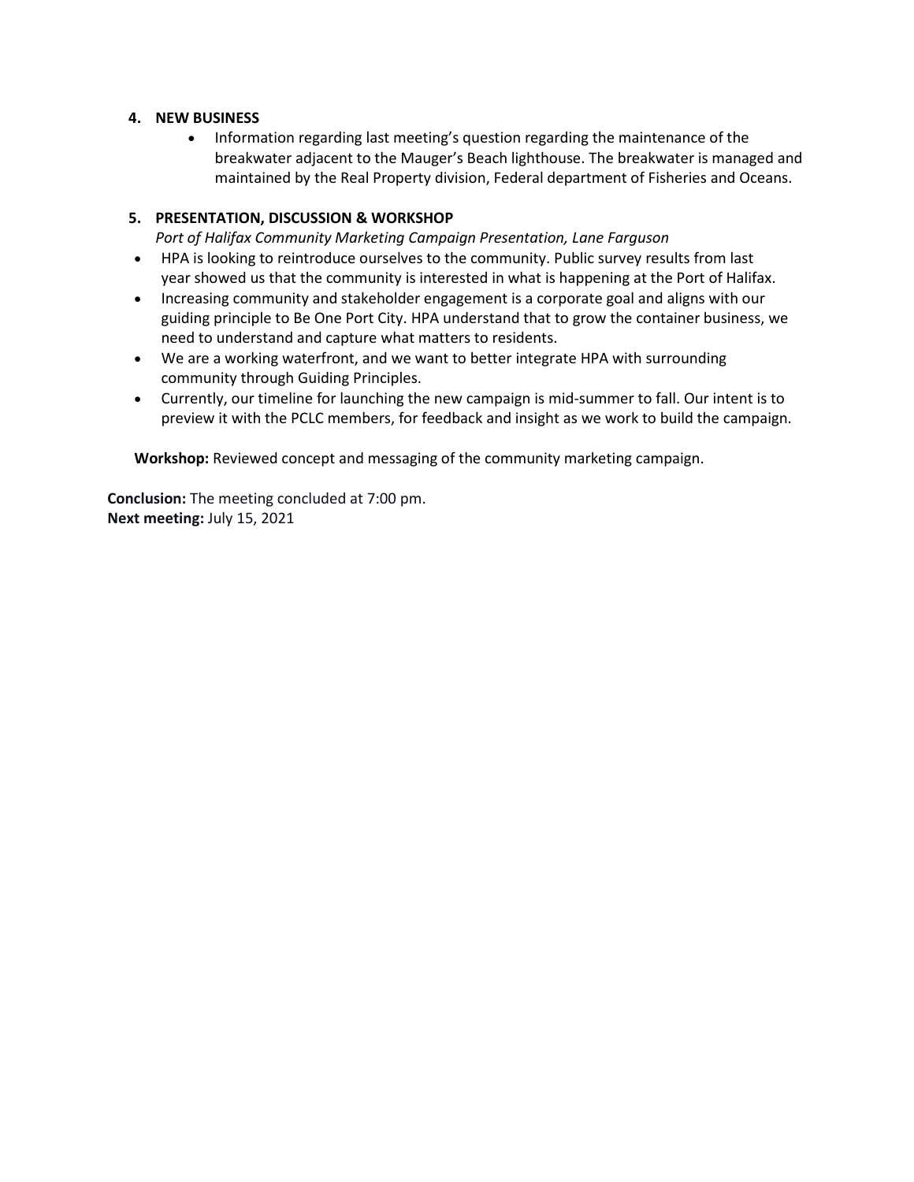## 4. NEW BUSINESS

- Information regarding last meeting's question regarding the maintenance of the breakwater adjacent to the Mauger's Beach lighthouse. The breakwater is managed and maintained by the Real Property division, Federal department of Fisheries and Oceans.

## 5. PRESENTATION, DISCUSSION & WORKSHOP

*Port of Halifax Community Marketing Campaign Presentation, Lane Farguson*

- HPA is looking to reintroduce ourselves to the community. Public survey results from last year showed us that the community is interested in what is happening at the Port of Halifax.
- Increasing community and stakeholder engagement is a corporate goal and aligns with our guiding principle to Be One Port City. HPA understand that to grow the container business, we need to understand and capture what matters to residents.
- We are a working waterfront, and we want to better integrate HPA with surrounding community through Guiding Principles.
- Currently, our timeline for launching the new campaign is mid-summer to fall. Our intent is to preview it with the PCLC members, for feedback and insight as we work to build the campaign.

**Workshop:** Reviewed concept and messaging of the community marketing campaign.

**Conclusion:** The meeting concluded at 7:00 pm.
**Next meeting:** July 15, 2021